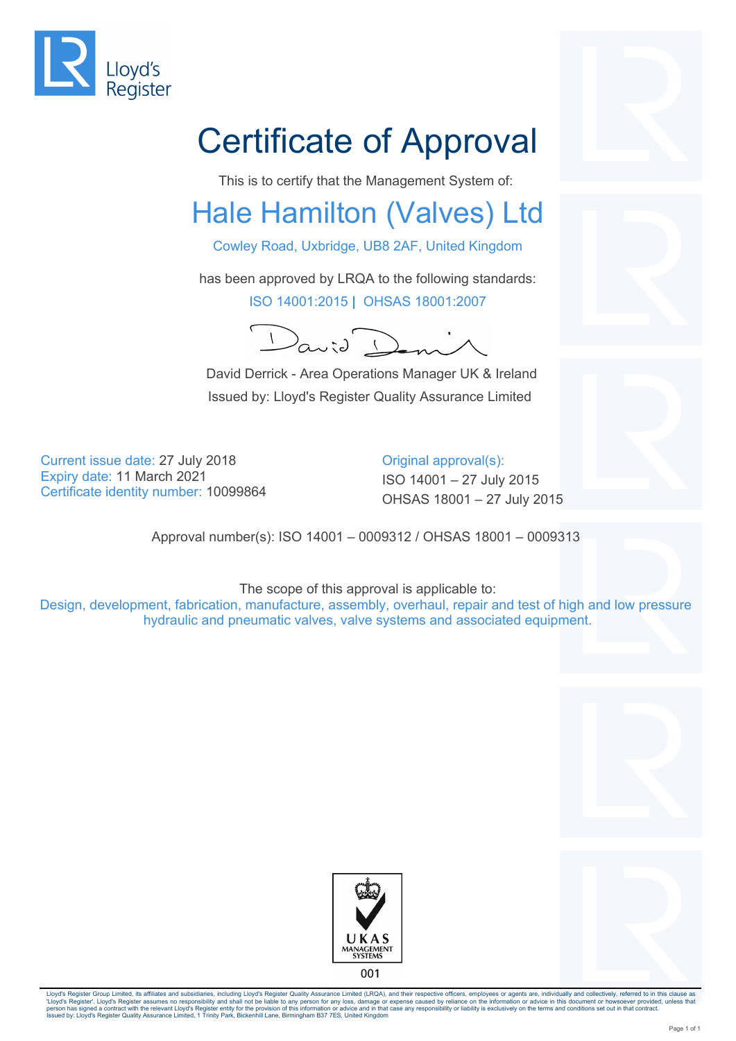Lloyd's Register

# Certificate of Approval

This is to certify that the Management System of:

## Hale Hamilton (Valves) Ltd

Cowley Road, Uxbridge, UB8 2AF, United Kingdom

has been approved by LRQA to the following standards:

ISO 14001:2015 | OHSAS 18001:2007

David Derrick - Area Operations Manager UK & Ireland

Issued by: Lloyd's Register Quality Assurance Limited

Current issue date: 27 July 2018
Expiry date: 11 March 2021
Certificate identity number: 10099864

Original approval(s):
ISO 14001 – 27 July 2015
OHSAS 18001 – 27 July 2015

Approval number(s): ISO 14001 – 0009312 / OHSAS 18001 – 0009313

The scope of this approval is applicable to:

Design, development, fabrication, manufacture, assembly, overhaul, repair and test of high and low pressure hydraulic and pneumatic valves, valve systems and associated equipment.

UKAS MANAGEMENT SYSTEMS
001

Lloyd's Register Group Limited, its affiliates and subsidiaries, including Lloyd's Register Quality Assurance Limited (LRQA), and their respective officers, employees or agents are, individually and collectively, referred to in this clause as 'Lloyd's Register'. Lloyd's Register assumes no responsibility and shall not be liable to any person for any loss, damage or expense caused by reliance on the information or advice in this document or howsoever provided, unless that person has signed a contract with the relevant Lloyd's Register entity for the provision of this information or advice and in that case any responsibility or liability is exclusively on the terms and conditions set out in that contract.
Issued by: Lloyd's Register Quality Assurance Limited, 1 Trinity Park, Bickenhill Lane, Birmingham B37 7ES, United Kingdom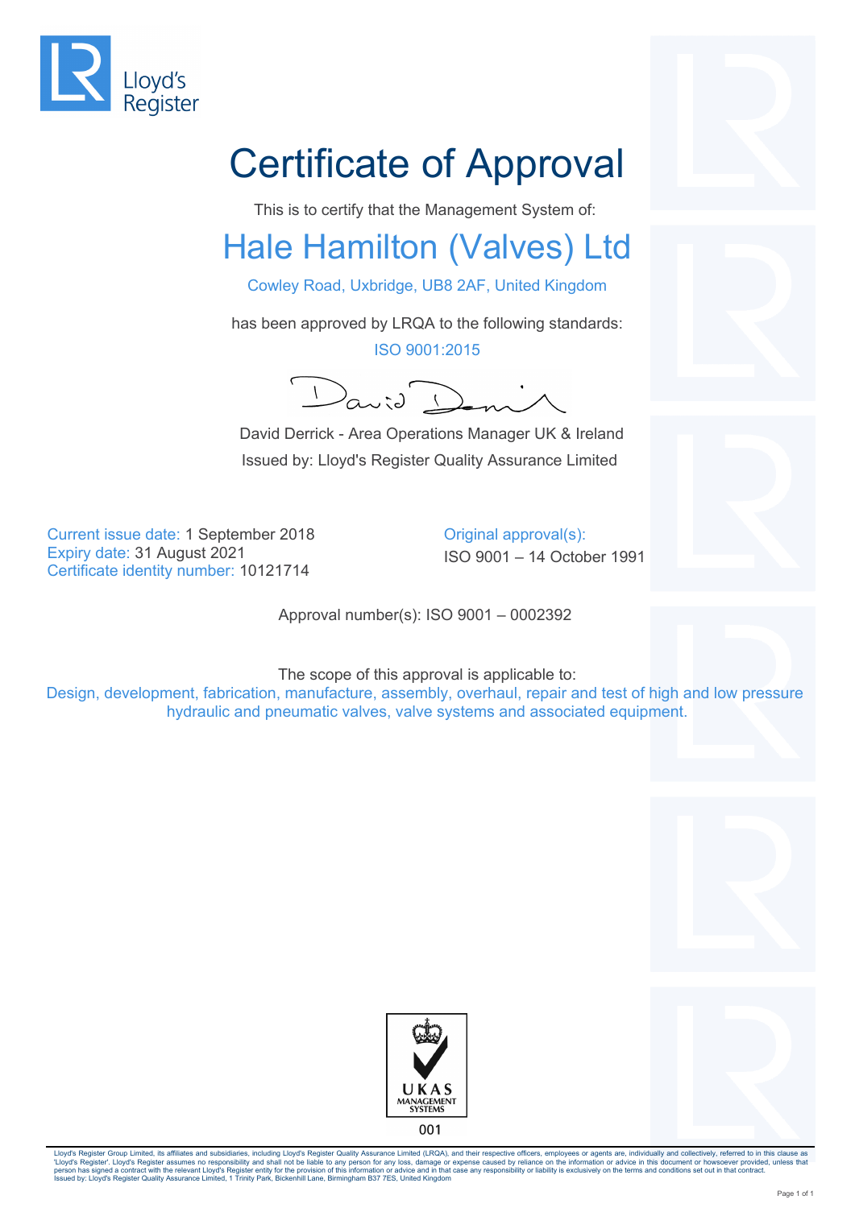Lloyd's Register

# Certificate of Approval

This is to certify that the Management System of:

## Hale Hamilton (Valves) Ltd

Cowley Road, Uxbridge, UB8 2AF, United Kingdom

has been approved by LRQA to the following standards:

ISO 9001:2015

David Derrick - Area Operations Manager UK & Ireland

Issued by: Lloyd's Register Quality Assurance Limited

Current issue date: 1 September 2018
Expiry date: 31 August 2021
Certificate identity number: 10121714

Original approval(s):
ISO 9001 – 14 October 1991

Approval number(s): ISO 9001 – 0002392

The scope of this approval is applicable to:
Design, development, fabrication, manufacture, assembly, overhaul, repair and test of high and low pressure hydraulic and pneumatic valves, valve systems and associated equipment.

UKAS MANAGEMENT SYSTEMS
001

Lloyd's Register Group Limited, its affiliates and subsidiaries, including Lloyd's Register Quality Assurance Limited (LRQA), and their respective officers, employees or agents are, individually and collectively, referred to in this clause as 'Lloyd's Register'. Lloyd's Register assumes no responsibility and shall not be liable to any person for any loss, damage or expense caused by reliance on the information or advice in this document or howsoever provided, unless that person has signed a contract with the relevant Lloyd's Register entity for the provision of this information or advice and in that case any responsibility or liability is exclusively on the terms and conditions set out in that contract.
Issued by: Lloyd's Register Quality Assurance Limited, 1 Trinity Park, Bickenhill Lane, Birmingham B37 7ES, United Kingdom